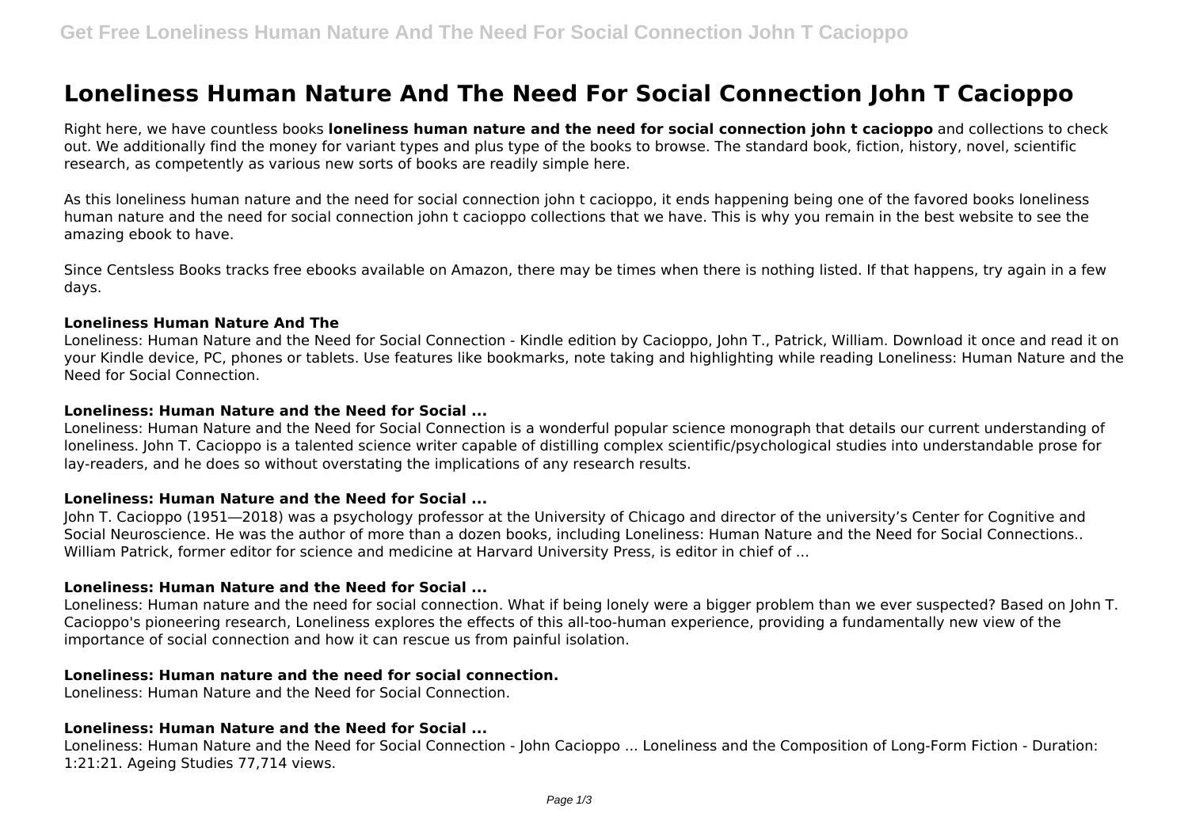# Loneliness Human Nature And The Need For Social Connection John T Cacioppo

Right here, we have countless books **loneliness human nature and the need for social connection john t cacioppo** and collections to check out. We additionally find the money for variant types and plus type of the books to browse. The standard book, fiction, history, novel, scientific research, as competently as various new sorts of books are readily simple here.

As this loneliness human nature and the need for social connection john t cacioppo, it ends happening being one of the favored books loneliness human nature and the need for social connection john t cacioppo collections that we have. This is why you remain in the best website to see the amazing ebook to have.

Since Centsless Books tracks free ebooks available on Amazon, there may be times when there is nothing listed. If that happens, try again in a few days.

#### Loneliness Human Nature And The

Loneliness: Human Nature and the Need for Social Connection - Kindle edition by Cacioppo, John T., Patrick, William. Download it once and read it on your Kindle device, PC, phones or tablets. Use features like bookmarks, note taking and highlighting while reading Loneliness: Human Nature and the Need for Social Connection.

#### Loneliness: Human Nature and the Need for Social ...

Loneliness: Human Nature and the Need for Social Connection is a wonderful popular science monograph that details our current understanding of loneliness. John T. Cacioppo is a talented science writer capable of distilling complex scientific/psychological studies into understandable prose for lay-readers, and he does so without overstating the implications of any research results.

#### Loneliness: Human Nature and the Need for Social ...

John T. Cacioppo (1951—2018) was a psychology professor at the University of Chicago and director of the university's Center for Cognitive and Social Neuroscience. He was the author of more than a dozen books, including Loneliness: Human Nature and the Need for Social Connections.. William Patrick, former editor for science and medicine at Harvard University Press, is editor in chief of ...

#### Loneliness: Human Nature and the Need for Social ...

Loneliness: Human nature and the need for social connection. What if being lonely were a bigger problem than we ever suspected? Based on John T. Cacioppo's pioneering research, Loneliness explores the effects of this all-too-human experience, providing a fundamentally new view of the importance of social connection and how it can rescue us from painful isolation.

#### Loneliness: Human nature and the need for social connection.

Loneliness: Human Nature and the Need for Social Connection.

#### Loneliness: Human Nature and the Need for Social ...

Loneliness: Human Nature and the Need for Social Connection - John Cacioppo ... Loneliness and the Composition of Long-Form Fiction - Duration: 1:21:21. Ageing Studies 77,714 views.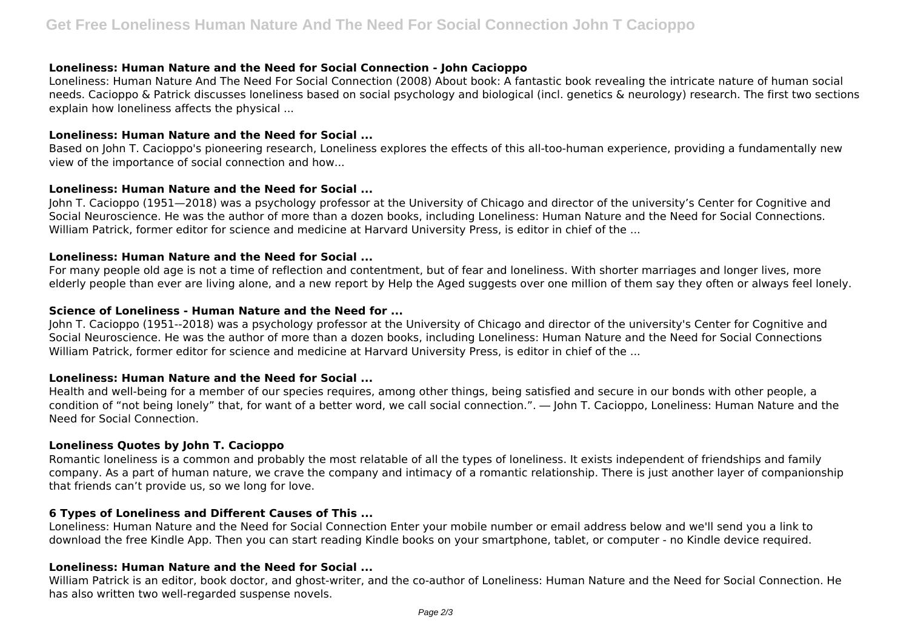### Loneliness: Human Nature and the Need for Social Connection - John Cacioppo

Loneliness: Human Nature And The Need For Social Connection (2008) About book: A fantastic book revealing the intricate nature of human social needs. Cacioppo & Patrick discusses loneliness based on social psychology and biological (incl. genetics & neurology) research. The first two sections explain how loneliness affects the physical ...

### Loneliness: Human Nature and the Need for Social ...

Based on John T. Cacioppo's pioneering research, Loneliness explores the effects of this all-too-human experience, providing a fundamentally new view of the importance of social connection and how...

### Loneliness: Human Nature and the Need for Social ...

John T. Cacioppo (1951—2018) was a psychology professor at the University of Chicago and director of the university's Center for Cognitive and Social Neuroscience. He was the author of more than a dozen books, including Loneliness: Human Nature and the Need for Social Connections. William Patrick, former editor for science and medicine at Harvard University Press, is editor in chief of the ...

### Loneliness: Human Nature and the Need for Social ...

For many people old age is not a time of reflection and contentment, but of fear and loneliness. With shorter marriages and longer lives, more elderly people than ever are living alone, and a new report by Help the Aged suggests over one million of them say they often or always feel lonely.

### Science of Loneliness - Human Nature and the Need for ...

John T. Cacioppo (1951--2018) was a psychology professor at the University of Chicago and director of the university's Center for Cognitive and Social Neuroscience. He was the author of more than a dozen books, including Loneliness: Human Nature and the Need for Social Connections William Patrick, former editor for science and medicine at Harvard University Press, is editor in chief of the ...

### Loneliness: Human Nature and the Need for Social ...

Health and well-being for a member of our species requires, among other things, being satisfied and secure in our bonds with other people, a condition of "not being lonely" that, for want of a better word, we call social connection.". ― John T. Cacioppo, Loneliness: Human Nature and the Need for Social Connection.

### Loneliness Quotes by John T. Cacioppo

Romantic loneliness is a common and probably the most relatable of all the types of loneliness. It exists independent of friendships and family company. As a part of human nature, we crave the company and intimacy of a romantic relationship. There is just another layer of companionship that friends can't provide us, so we long for love.

### 6 Types of Loneliness and Different Causes of This ...

Loneliness: Human Nature and the Need for Social Connection Enter your mobile number or email address below and we'll send you a link to download the free Kindle App. Then you can start reading Kindle books on your smartphone, tablet, or computer - no Kindle device required.

### Loneliness: Human Nature and the Need for Social ...

William Patrick is an editor, book doctor, and ghost-writer, and the co-author of Loneliness: Human Nature and the Need for Social Connection. He has also written two well-regarded suspense novels.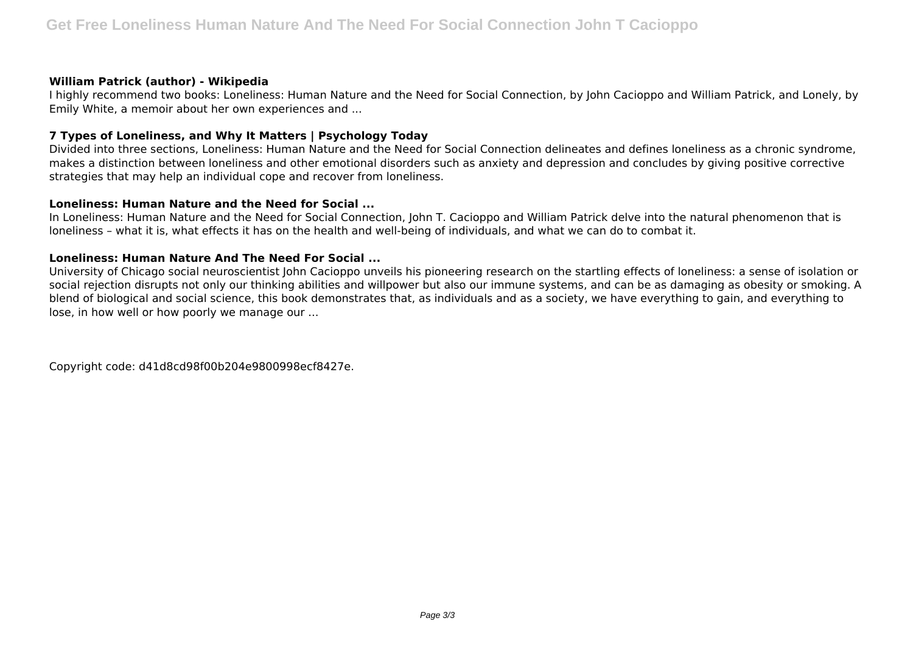**William Patrick (author) - Wikipedia**

I highly recommend two books: Loneliness: Human Nature and the Need for Social Connection, by John Cacioppo and William Patrick, and Lonely, by Emily White, a memoir about her own experiences and ...

**7 Types of Loneliness, and Why It Matters | Psychology Today**

Divided into three sections, Loneliness: Human Nature and the Need for Social Connection delineates and defines loneliness as a chronic syndrome, makes a distinction between loneliness and other emotional disorders such as anxiety and depression and concludes by giving positive corrective strategies that may help an individual cope and recover from loneliness.

**Loneliness: Human Nature and the Need for Social ...**

In Loneliness: Human Nature and the Need for Social Connection, John T. Cacioppo and William Patrick delve into the natural phenomenon that is loneliness – what it is, what effects it has on the health and well-being of individuals, and what we can do to combat it.

**Loneliness: Human Nature And The Need For Social ...**

University of Chicago social neuroscientist John Cacioppo unveils his pioneering research on the startling effects of loneliness: a sense of isolation or social rejection disrupts not only our thinking abilities and willpower but also our immune systems, and can be as damaging as obesity or smoking. A blend of biological and social science, this book demonstrates that, as individuals and as a society, we have everything to gain, and everything to lose, in how well or how poorly we manage our ...

Copyright code: d41d8cd98f00b204e9800998ecf8427e.